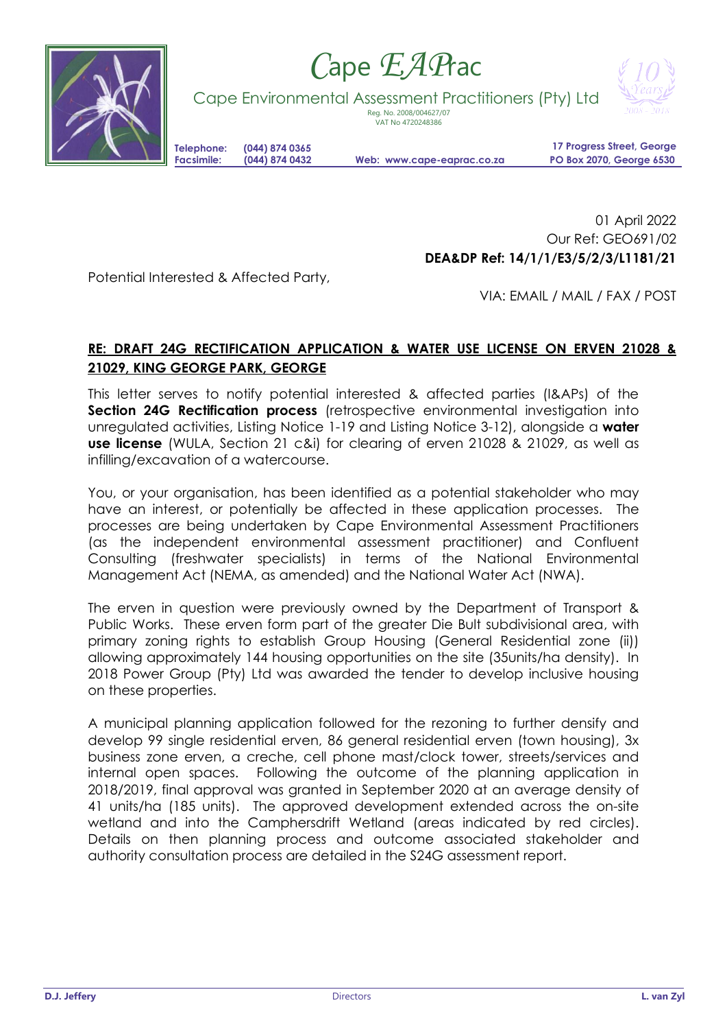# Cape EAPrac

Cape Environmental Assessment Practitioners (Pty) Ltd

Reg. No. 2008/004627/07
VAT No 4720248386

Telephone: (044) 874 0365
Facsimile: (044) 874 0432

Web: www.cape-eaprac.co.za

17 Progress Street, George
PO Box 2070, George 6530

01 April 2022
Our Ref: GEO691/02
**DEA&DP Ref: 14/1/1/E3/5/2/3/L1181/21**

Potential Interested & Affected Party,

VIA: EMAIL / MAIL / FAX / POST

**RE: DRAFT 24G RECTIFICATION APPLICATION & WATER USE LICENSE ON ERVEN 21028 & 21029, KING GEORGE PARK, GEORGE**

This letter serves to notify potential interested & affected parties (I&APs) of the **Section 24G Rectification process** (retrospective environmental investigation into unregulated activities, Listing Notice 1-19 and Listing Notice 3-12), alongside a **water use license** (WULA, Section 21 c&i) for clearing of erven 21028 & 21029, as well as infilling/excavation of a watercourse.

You, or your organisation, has been identified as a potential stakeholder who may have an interest, or potentially be affected in these application processes. The processes are being undertaken by Cape Environmental Assessment Practitioners (as the independent environmental assessment practitioner) and Confluent Consulting (freshwater specialists) in terms of the National Environmental Management Act (NEMA, as amended) and the National Water Act (NWA).

The erven in question were previously owned by the Department of Transport & Public Works. These erven form part of the greater Die Bult subdivisional area, with primary zoning rights to establish Group Housing (General Residential zone (ii)) allowing approximately 144 housing opportunities on the site (35units/ha density). In 2018 Power Group (Pty) Ltd was awarded the tender to develop inclusive housing on these properties.

A municipal planning application followed for the rezoning to further densify and develop 99 single residential erven, 86 general residential erven (town housing), 3x business zone erven, a creche, cell phone mast/clock tower, streets/services and internal open spaces. Following the outcome of the planning application in 2018/2019, final approval was granted in September 2020 at an average density of 41 units/ha (185 units). The approved development extended across the on-site wetland and into the Camphersdrift Wetland (areas indicated by red circles). Details on then planning process and outcome associated stakeholder and authority consultation process are detailed in the S24G assessment report.

D.J. Jeffery — Directors — L. van Zyl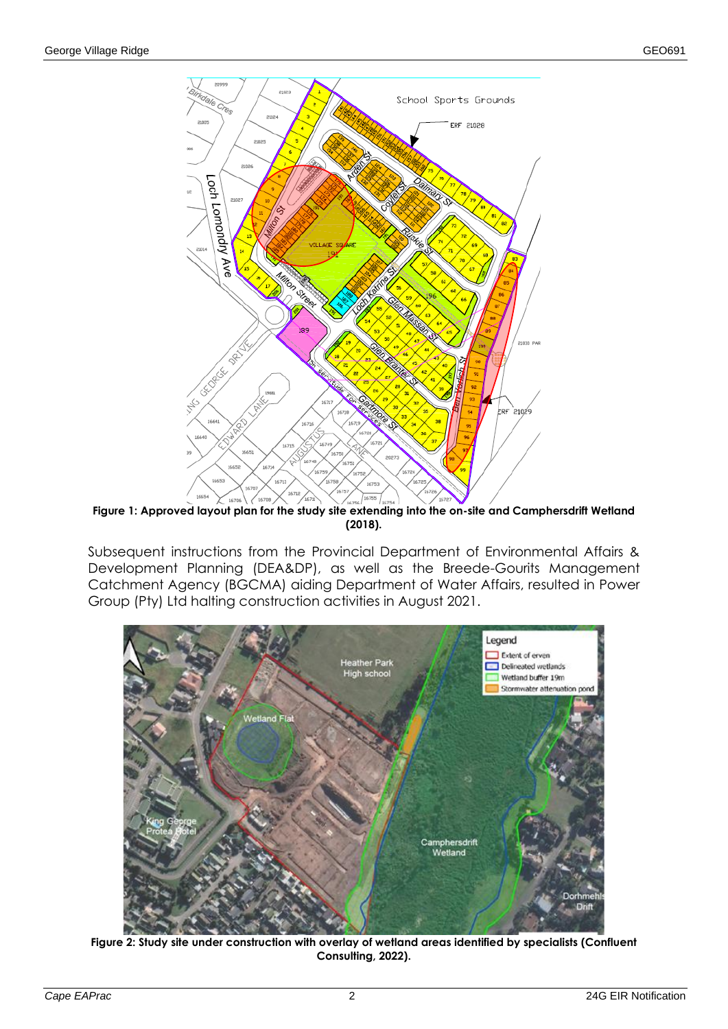**Figure 1: Approved layout plan for the study site extending into the on-site and Camphersdrift Wetland (2018).**

Subsequent instructions from the Provincial Department of Environmental Affairs & Development Planning (DEA&DP), as well as the Breede-Gourits Management Catchment Agency (BGCMA) aiding Department of Water Affairs, resulted in Power Group (Pty) Ltd halting construction activities in August 2021.

**Figure 2: Study site under construction with overlay of wetland areas identified by specialists (Confluent Consulting, 2022).**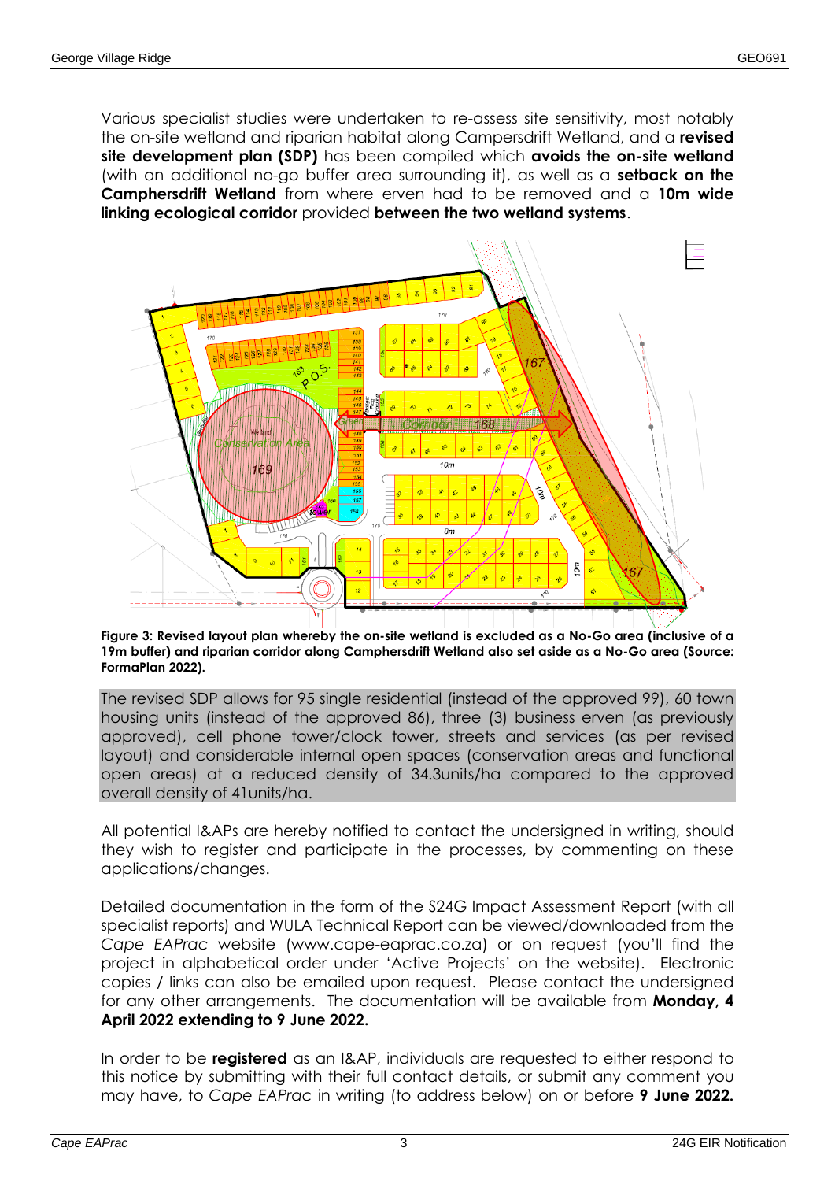Various specialist studies were undertaken to re-assess site sensitivity, most notably the on-site wetland and riparian habitat along Campersdrift Wetland, and a **revised site development plan (SDP)** has been compiled which **avoids the on-site wetland** (with an additional no-go buffer area surrounding it), as well as a **setback on the Camphersdrift Wetland** from where erven had to be removed and a **10m wide linking ecological corridor** provided **between the two wetland systems**.

**Figure 3: Revised layout plan whereby the on-site wetland is excluded as a No-Go area (inclusive of a 19m buffer) and riparian corridor along Camphersdrift Wetland also set aside as a No-Go area (Source: FormaPlan 2022).**

The revised SDP allows for 95 single residential (instead of the approved 99), 60 town housing units (instead of the approved 86), three (3) business erven (as previously approved), cell phone tower/clock tower, streets and services (as per revised layout) and considerable internal open spaces (conservation areas and functional open areas) at a reduced density of 34.3units/ha compared to the approved overall density of 41units/ha.

All potential I&APs are hereby notified to contact the undersigned in writing, should they wish to register and participate in the processes, by commenting on these applications/changes.

Detailed documentation in the form of the S24G Impact Assessment Report (with all specialist reports) and WULA Technical Report can be viewed/downloaded from the *Cape EAPrac* website (www.cape-eaprac.co.za) or on request (you'll find the project in alphabetical order under 'Active Projects' on the website). Electronic copies / links can also be emailed upon request. Please contact the undersigned for any other arrangements. The documentation will be available from **Monday, 4 April 2022 extending to 9 June 2022.**

In order to be **registered** as an I&AP, individuals are requested to either respond to this notice by submitting with their full contact details, or submit any comment you may have, to *Cape EAPrac* in writing (to address below) on or before **9 June 2022.**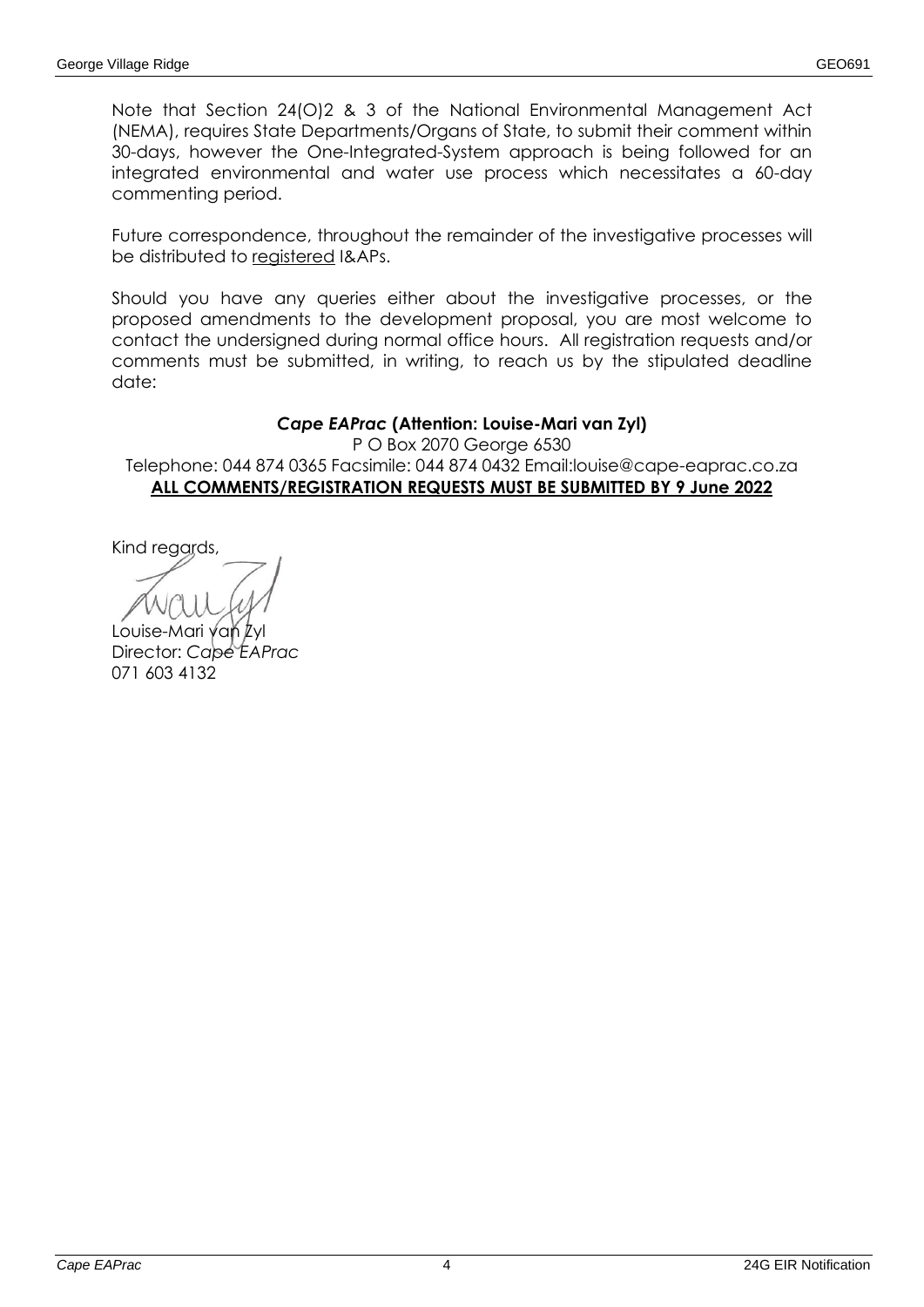Note that Section 24(O)2 & 3 of the National Environmental Management Act (NEMA), requires State Departments/Organs of State, to submit their comment within 30-days, however the One-Integrated-System approach is being followed for an integrated environmental and water use process which necessitates a 60-day commenting period.

Future correspondence, throughout the remainder of the investigative processes will be distributed to registered I&APs.

Should you have any queries either about the investigative processes, or the proposed amendments to the development proposal, you are most welcome to contact the undersigned during normal office hours. All registration requests and/or comments must be submitted, in writing, to reach us by the stipulated deadline date:

***Cape EAPrac* (Attention: Louise-Mari van Zyl)**
P O Box 2070 George 6530
Telephone: 044 874 0365 Facsimile: 044 874 0432 Email:louise@cape-eaprac.co.za
**ALL COMMENTS/REGISTRATION REQUESTS MUST BE SUBMITTED BY 9 June 2022**

Kind regards,

Louise-Mari van Zyl
Director: *Cape EAPrac*
071 603 4132